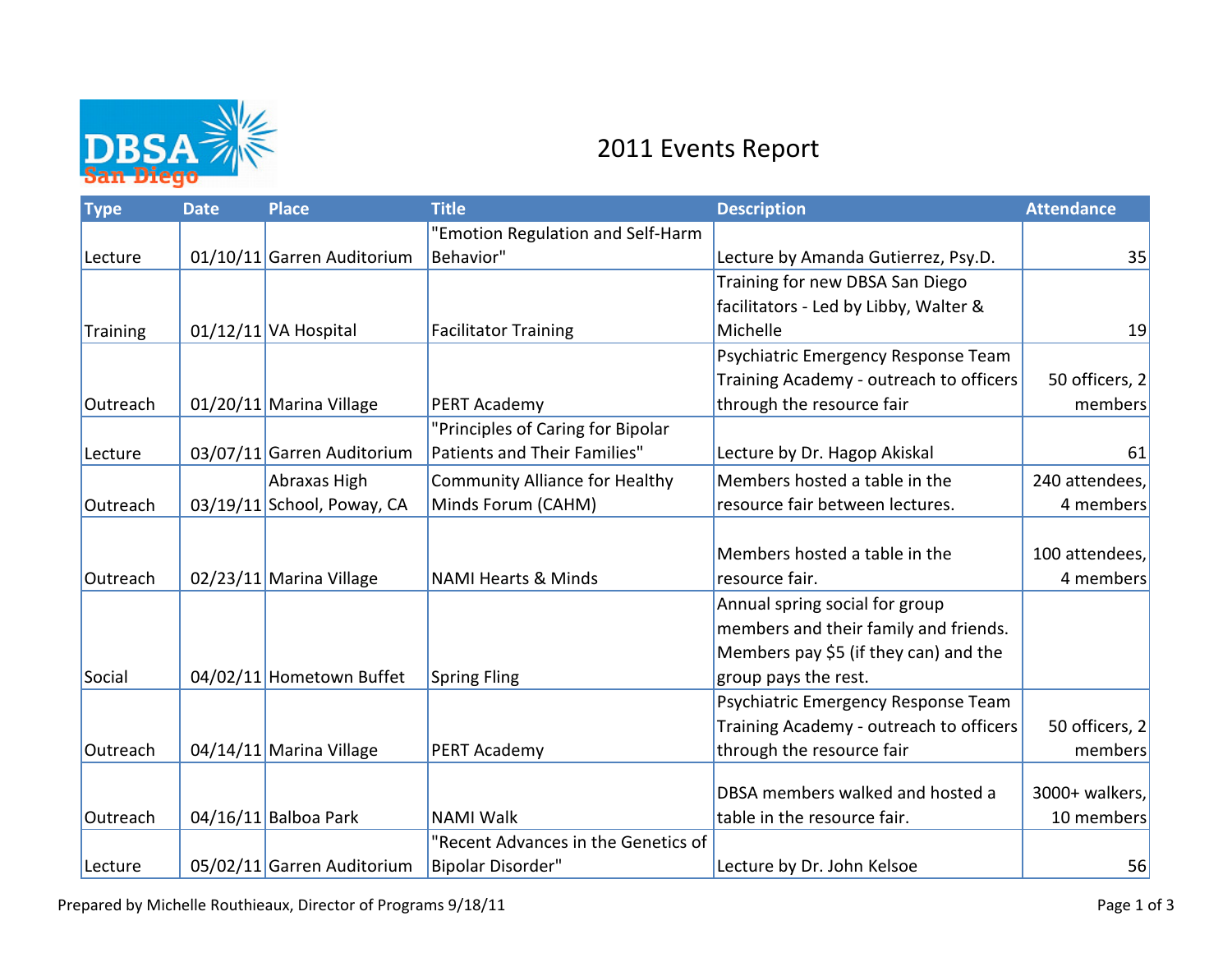DBSA San Diego

# 2011 Events Report

| Type | Date | Place | Title | Description | Attendance |
|---|---|---|---|---|---|
| Lecture | 01/10/11 | Garren Auditorium | "Emotion Regulation and Self-Harm Behavior" | Lecture by Amanda Gutierrez, Psy.D. | 35 |
| Training | 01/12/11 | VA Hospital | Facilitator Training | Training for new DBSA San Diego facilitators - Led by Libby, Walter & Michelle | 19 |
| Outreach | 01/20/11 | Marina Village | PERT Academy | Psychiatric Emergency Response Team Training Academy - outreach to officers through the resource fair | 50 officers, 2 members |
| Lecture | 03/07/11 | Garren Auditorium | "Principles of Caring for Bipolar Patients and Their Families" | Lecture by Dr. Hagop Akiskal | 61 |
| Outreach | 03/19/11 | Abraxas High School, Poway, CA | Community Alliance for Healthy Minds Forum (CAHM) | Members hosted a table in the resource fair between lectures. | 240 attendees, 4 members |
| Outreach | 02/23/11 | Marina Village | NAMI Hearts & Minds | Members hosted a table in the resource fair. | 100 attendees, 4 members |
| Social | 04/02/11 | Hometown Buffet | Spring Fling | Annual spring social for group members and their family and friends. Members pay $5 (if they can) and the group pays the rest. | |
| Outreach | 04/14/11 | Marina Village | PERT Academy | Psychiatric Emergency Response Team Training Academy - outreach to officers through the resource fair | 50 officers, 2 members |
| Outreach | 04/16/11 | Balboa Park | NAMI Walk | DBSA members walked and hosted a table in the resource fair. | 3000+ walkers, 10 members |
| Lecture | 05/02/11 | Garren Auditorium | "Recent Advances in the Genetics of Bipolar Disorder" | Lecture by Dr. John Kelsoe | 56 |

Prepared by Michelle Routhieaux, Director of Programs 9/18/11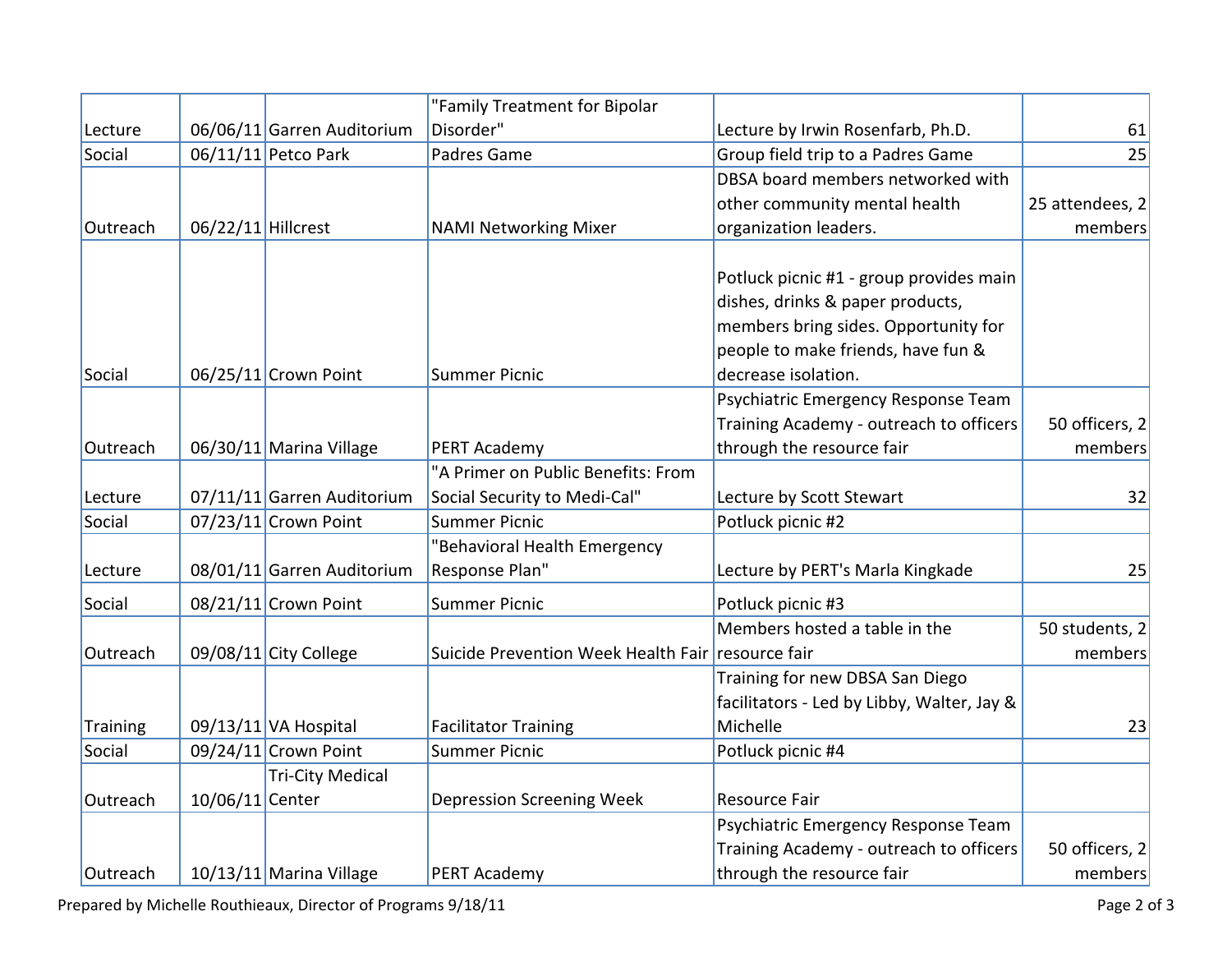| | | | | | |
|---|---|---|---|---|---|
| Lecture | 06/06/11 | Garren Auditorium | "Family Treatment for Bipolar Disorder" | Lecture by Irwin Rosenfarb, Ph.D. | 61 |
| Social | 06/11/11 | Petco Park | Padres Game | Group field trip to a Padres Game | 25 |
| Outreach | 06/22/11 | Hillcrest | NAMI Networking Mixer | DBSA board members networked with other community mental health organization leaders. | 25 attendees, 2 members |
| Social | 06/25/11 | Crown Point | Summer Picnic | Potluck picnic #1 - group provides main dishes, drinks & paper products, members bring sides. Opportunity for people to make friends, have fun & decrease isolation. | |
| Outreach | 06/30/11 | Marina Village | PERT Academy | Psychiatric Emergency Response Team Training Academy - outreach to officers through the resource fair | 50 officers, 2 members |
| Lecture | 07/11/11 | Garren Auditorium | "A Primer on Public Benefits: From Social Security to Medi-Cal" | Lecture by Scott Stewart | 32 |
| Social | 07/23/11 | Crown Point | Summer Picnic | Potluck picnic #2 | |
| Lecture | 08/01/11 | Garren Auditorium | "Behavioral Health Emergency Response Plan" | Lecture by PERT's Marla Kingkade | 25 |
| Social | 08/21/11 | Crown Point | Summer Picnic | Potluck picnic #3 | |
| Outreach | 09/08/11 | City College | Suicide Prevention Week Health Fair | Members hosted a table in the resource fair | 50 students, 2 members |
| Training | 09/13/11 | VA Hospital | Facilitator Training | Training for new DBSA San Diego facilitators - Led by Libby, Walter, Jay & Michelle | 23 |
| Social | 09/24/11 | Crown Point | Summer Picnic | Potluck picnic #4 | |
| Outreach | 10/06/11 | Tri-City Medical Center | Depression Screening Week | Resource Fair | |
| Outreach | 10/13/11 | Marina Village | PERT Academy | Psychiatric Emergency Response Team Training Academy - outreach to officers through the resource fair | 50 officers, 2 members |

Prepared by Michelle Routhieaux, Director of Programs 9/18/11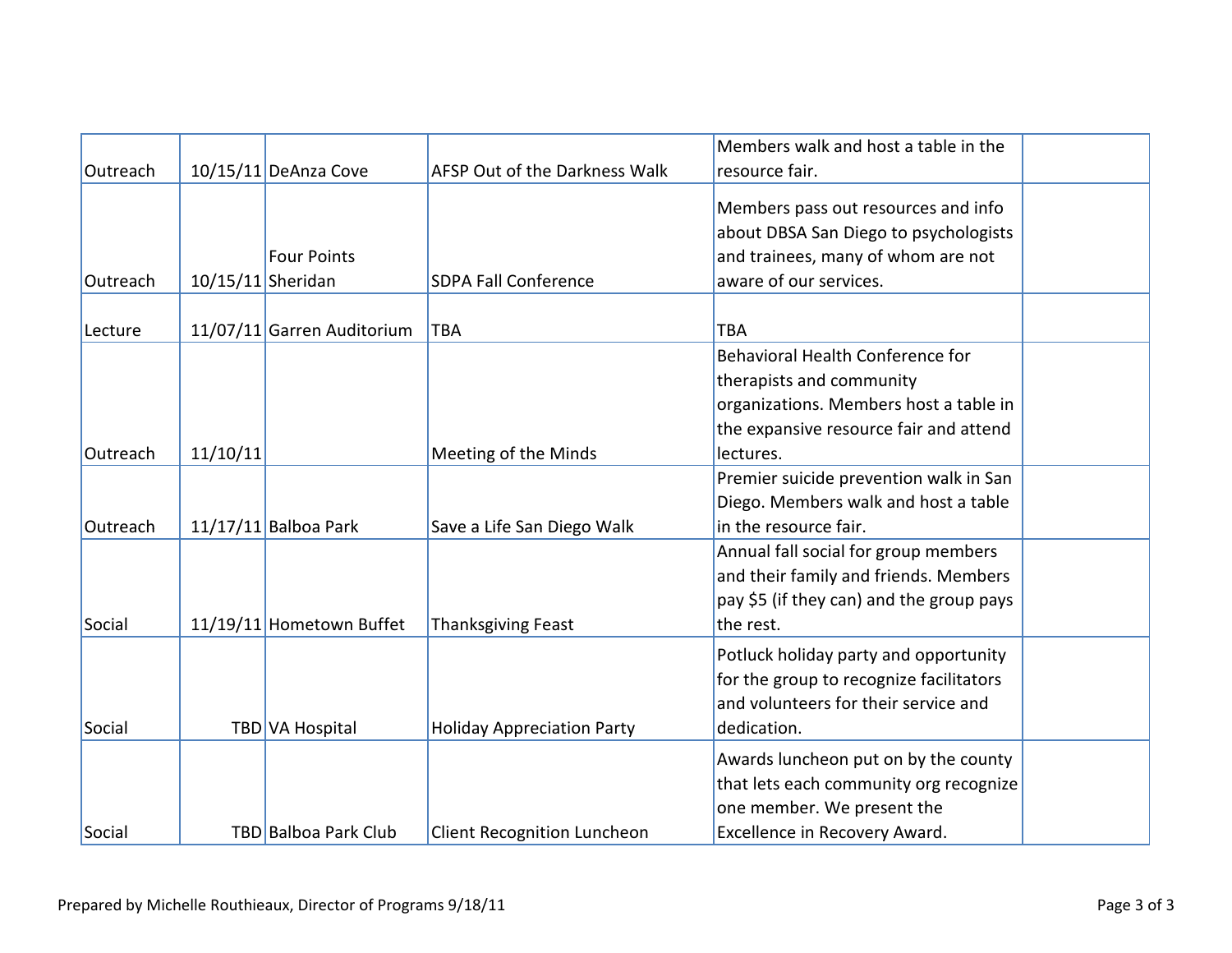| | | | | | |
|---|---|---|---|---|---|
| Outreach | 10/15/11 | DeAnza Cove | AFSP Out of the Darkness Walk | Members walk and host a table in the resource fair. | |
| Outreach | 10/15/11 | Four Points Sheridan | SDPA Fall Conference | Members pass out resources and info about DBSA San Diego to psychologists and trainees, many of whom are not aware of our services. | |
| Lecture | 11/07/11 | Garren Auditorium | TBA | TBA | |
| Outreach | 11/10/11 | | Meeting of the Minds | Behavioral Health Conference for therapists and community organizations. Members host a table in the expansive resource fair and attend lectures. | |
| Outreach | 11/17/11 | Balboa Park | Save a Life San Diego Walk | Premier suicide prevention walk in San Diego. Members walk and host a table in the resource fair. | |
| Social | 11/19/11 | Hometown Buffet | Thanksgiving Feast | Annual fall social for group members and their family and friends. Members pay $5 (if they can) and the group pays the rest. | |
| Social | TBD | VA Hospital | Holiday Appreciation Party | Potluck holiday party and opportunity for the group to recognize facilitators and volunteers for their service and dedication. | |
| Social | TBD | Balboa Park Club | Client Recognition Luncheon | Awards luncheon put on by the county that lets each community org recognize one member. We present the Excellence in Recovery Award. | |

Prepared by Michelle Routhieaux, Director of Programs 9/18/11